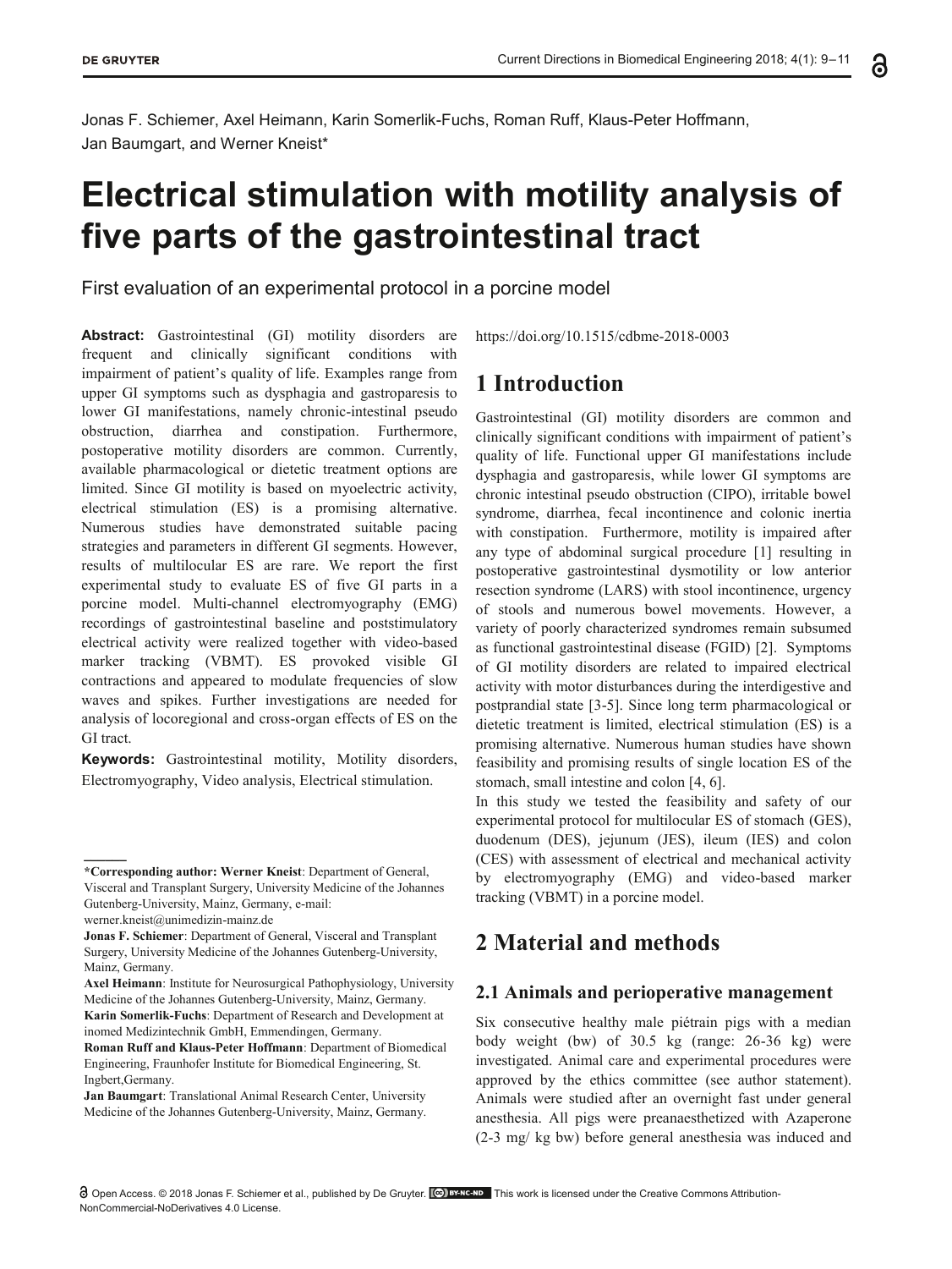Jonas F. Schiemer, Axel Heimann, Karin Somerlik-Fuchs, Roman Ruff, Klaus-Peter Hoffmann, Jan Baumgart, and Werner Kneist*

# Electrical stimulation with motility analysis of five parts of the gastrointestinal tract

First evaluation of an experimental protocol in a porcine model

**Abstract:** Gastrointestinal (GI) motility disorders are frequent and clinically significant conditions with impairment of patient's quality of life. Examples range from upper GI symptoms such as dysphagia and gastroparesis to lower GI manifestations, namely chronic-intestinal pseudo obstruction, diarrhea and constipation. Furthermore, postoperative motility disorders are common. Currently, available pharmacological or dietetic treatment options are limited. Since GI motility is based on myoelectric activity, electrical stimulation (ES) is a promising alternative. Numerous studies have demonstrated suitable pacing strategies and parameters in different GI segments. However, results of multilocular ES are rare. We report the first experimental study to evaluate ES of five GI parts in a porcine model. Multi-channel electromyography (EMG) recordings of gastrointestinal baseline and poststimulatory electrical activity were realized together with video-based marker tracking (VBMT). ES provoked visible GI contractions and appeared to modulate frequencies of slow waves and spikes. Further investigations are needed for analysis of locoregional and cross-organ effects of ES on the GI tract.

**Keywords:** Gastrointestinal motility, Motility disorders, Electromyography, Video analysis, Electrical stimulation.

---

**\*Corresponding author: Werner Kneist**: Department of General, Visceral and Transplant Surgery, University Medicine of the Johannes Gutenberg-University, Mainz, Germany, e-mail: werner.kneist@unimedizin-mainz.de

**Jonas F. Schiemer**: Department of General, Visceral and Transplant Surgery, University Medicine of the Johannes Gutenberg-University, Mainz, Germany.

**Axel Heimann**: Institute for Neurosurgical Pathophysiology, University Medicine of the Johannes Gutenberg-University, Mainz, Germany.

**Karin Somerlik-Fuchs**: Department of Research and Development at inomed Medizintechnik GmbH, Emmendingen, Germany.

**Roman Ruff and Klaus-Peter Hoffmann**: Department of Biomedical Engineering, Fraunhofer Institute for Biomedical Engineering, St. Ingbert,Germany.

**Jan Baumgart**: Translational Animal Research Center, University Medicine of the Johannes Gutenberg-University, Mainz, Germany.

https://doi.org/10.1515/cdbme-2018-0003

## 1 Introduction

Gastrointestinal (GI) motility disorders are common and clinically significant conditions with impairment of patient's quality of life. Functional upper GI manifestations include dysphagia and gastroparesis, while lower GI symptoms are chronic intestinal pseudo obstruction (CIPO), irritable bowel syndrome, diarrhea, fecal incontinence and colonic inertia with constipation. Furthermore, motility is impaired after any type of abdominal surgical procedure [1] resulting in postoperative gastrointestinal dysmotility or low anterior resection syndrome (LARS) with stool incontinence, urgency of stools and numerous bowel movements. However, a variety of poorly characterized syndromes remain subsumed as functional gastrointestinal disease (FGID) [2]. Symptoms of GI motility disorders are related to impaired electrical activity with motor disturbances during the interdigestive and postprandial state [3-5]. Since long term pharmacological or dietetic treatment is limited, electrical stimulation (ES) is a promising alternative. Numerous human studies have shown feasibility and promising results of single location ES of the stomach, small intestine and colon [4, 6].

In this study we tested the feasibility and safety of our experimental protocol for multilocular ES of stomach (GES), duodenum (DES), jejunum (JES), ileum (IES) and colon (CES) with assessment of electrical and mechanical activity by electromyography (EMG) and video-based marker tracking (VBMT) in a porcine model.

## 2 Material and methods

### 2.1 Animals and perioperative management

Six consecutive healthy male piétrain pigs with a median body weight (bw) of 30.5 kg (range: 26-36 kg) were investigated. Animal care and experimental procedures were approved by the ethics committee (see author statement). Animals were studied after an overnight fast under general anesthesia. All pigs were preanaesthetized with Azaperone (2-3 mg/ kg bw) before general anesthesia was induced and

Open Access. © 2018 Jonas F. Schiemer et al., published by De Gruyter. This work is licensed under the Creative Commons Attribution-NonCommercial-NoDerivatives 4.0 License.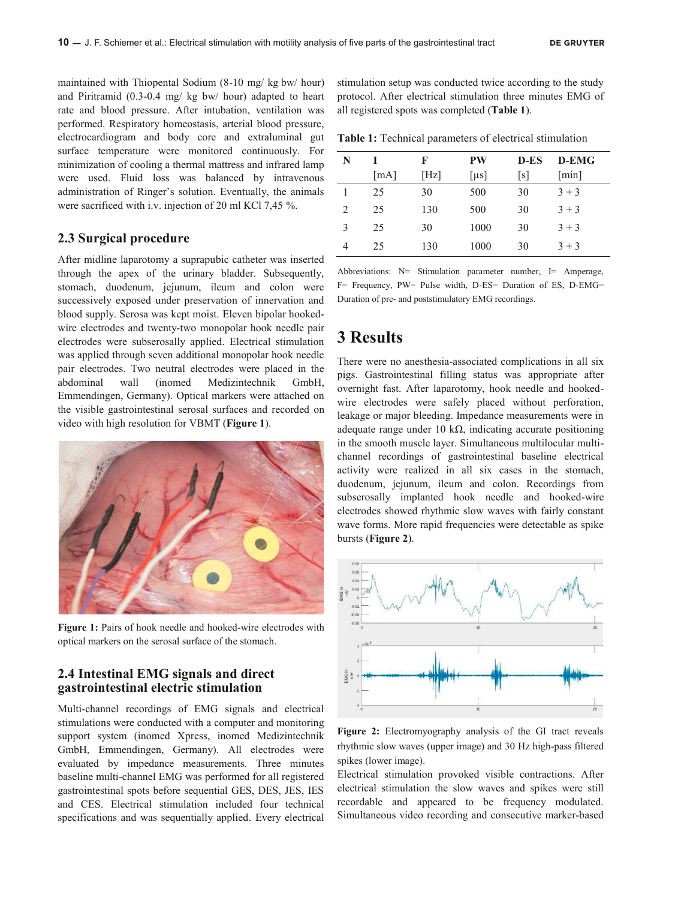maintained with Thiopental Sodium (8-10 mg/ kg bw/ hour) and Piritramid (0.3-0.4 mg/ kg bw/ hour) adapted to heart rate and blood pressure. After intubation, ventilation was performed. Respiratory homeostasis, arterial blood pressure, electrocardiogram and body core and extraluminal gut surface temperature were monitored continuously. For minimization of cooling a thermal mattress and infrared lamp were used. Fluid loss was balanced by intravenous administration of Ringer's solution. Eventually, the animals were sacrificed with i.v. injection of 20 ml KCl 7,45 %.

## 2.3 Surgical procedure

After midline laparotomy a suprapubic catheter was inserted through the apex of the urinary bladder. Subsequently, stomach, duodenum, jejunum, ileum and colon were successively exposed under preservation of innervation and blood supply. Serosa was kept moist. Eleven bipolar hooked-wire electrodes and twenty-two monopolar hook needle pair electrodes were subserosally applied. Electrical stimulation was applied through seven additional monopolar hook needle pair electrodes. Two neutral electrodes were placed in the abdominal wall (inomed Medizintechnik GmbH, Emmendingen, Germany). Optical markers were attached on the visible gastrointestinal serosal surfaces and recorded on video with high resolution for VBMT (**Figure 1**).

**Figure 1:** Pairs of hook needle and hooked-wire electrodes with optical markers on the serosal surface of the stomach.

## 2.4 Intestinal EMG signals and direct gastrointestinal electric stimulation

Multi-channel recordings of EMG signals and electrical stimulations were conducted with a computer and monitoring support system (inomed Xpress, inomed Medizintechnik GmbH, Emmendingen, Germany). All electrodes were evaluated by impedance measurements. Three minutes baseline multi-channel EMG was performed for all registered gastrointestinal spots before sequential GES, DES, JES, IES and CES. Electrical stimulation included four technical specifications and was sequentially applied. Every electrical stimulation setup was conducted twice according to the study protocol. After electrical stimulation three minutes EMG of all registered spots was completed (**Table 1**).

**Table 1:** Technical parameters of electrical stimulation

| N | I [mA] | F [Hz] | PW [μs] | D-ES [s] | D-EMG [min] |
|---|---|---|---|---|---|
| 1 | 25 | 30 | 500 | 30 | 3 + 3 |
| 2 | 25 | 130 | 500 | 30 | 3 + 3 |
| 3 | 25 | 30 | 1000 | 30 | 3 + 3 |
| 4 | 25 | 130 | 1000 | 30 | 3 + 3 |

Abbreviations: N= Stimulation parameter number, I= Amperage, F= Frequency, PW= Pulse width, D-ES= Duration of ES, D-EMG= Duration of pre- and poststimulatory EMG recordings.

# 3 Results

There were no anesthesia-associated complications in all six pigs. Gastrointestinal filling status was appropriate after overnight fast. After laparotomy, hook needle and hooked-wire electrodes were safely placed without perforation, leakage or major bleeding. Impedance measurements were in adequate range under 10 kΩ, indicating accurate positioning in the smooth muscle layer. Simultaneous multilocular multi-channel recordings of gastrointestinal baseline electrical activity were realized in all six cases in the stomach, duodenum, jejunum, ileum and colon. Recordings from subserosally implanted hook needle and hooked-wire electrodes showed rhythmic slow waves with fairly constant wave forms. More rapid frequencies were detectable as spike bursts (**Figure 2**).

**Figure 2:** Electromyography analysis of the GI tract reveals rhythmic slow waves (upper image) and 30 Hz high-pass filtered spikes (lower image).

Electrical stimulation provoked visible contractions. After electrical stimulation the slow waves and spikes were still recordable and appeared to be frequency modulated. Simultaneous video recording and consecutive marker-based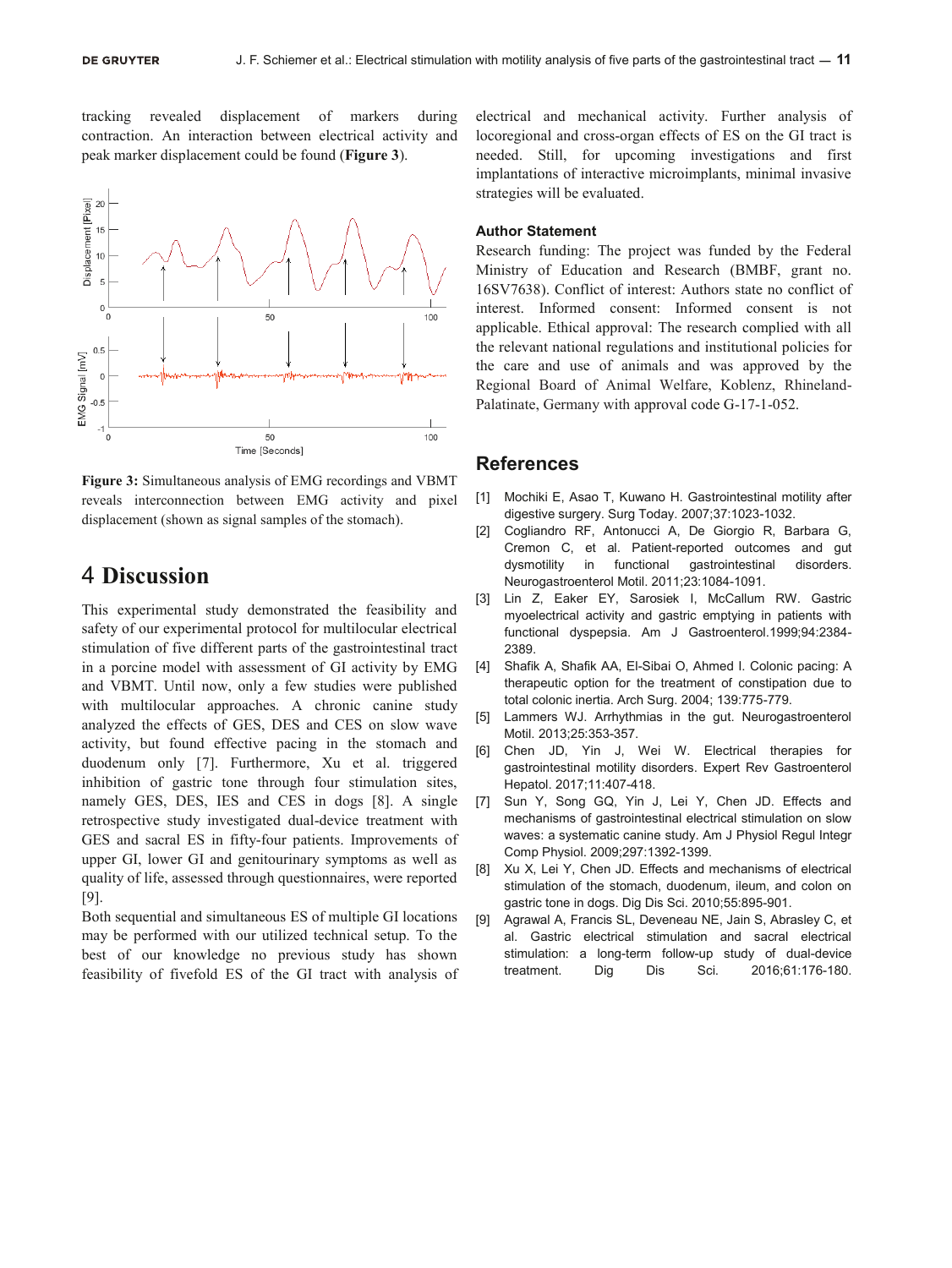tracking revealed displacement of markers during contraction. An interaction between electrical activity and peak marker displacement could be found (**Figure 3**).

Displacement [Pixel]
20
15
10
5
0
0
50
100

EMG Signal [mV]
0.5
0
-0.5
-1
0
50
100
Time [Seconds]

**Figure 3:** Simultaneous analysis of EMG recordings and VBMT reveals interconnection between EMG activity and pixel displacement (shown as signal samples of the stomach).

# 4 Discussion

This experimental study demonstrated the feasibility and safety of our experimental protocol for multilocular electrical stimulation of five different parts of the gastrointestinal tract in a porcine model with assessment of GI activity by EMG and VBMT. Until now, only a few studies were published with multilocular approaches. A chronic canine study analyzed the effects of GES, DES and CES on slow wave activity, but found effective pacing in the stomach and duodenum only [7]. Furthermore, Xu et al. triggered inhibition of gastric tone through four stimulation sites, namely GES, DES, IES and CES in dogs [8]. A single retrospective study investigated dual-device treatment with GES and sacral ES in fifty-four patients. Improvements of upper GI, lower GI and genitourinary symptoms as well as quality of life, assessed through questionnaires, were reported [9].

Both sequential and simultaneous ES of multiple GI locations may be performed with our utilized technical setup. To the best of our knowledge no previous study has shown feasibility of fivefold ES of the GI tract with analysis of electrical and mechanical activity. Further analysis of locoregional and cross-organ effects of ES on the GI tract is needed. Still, for upcoming investigations and first implantations of interactive microimplants, minimal invasive strategies will be evaluated.

### Author Statement

Research funding: The project was funded by the Federal Ministry of Education and Research (BMBF, grant no. 16SV7638). Conflict of interest: Authors state no conflict of interest. Informed consent: Informed consent is not applicable. Ethical approval: The research complied with all the relevant national regulations and institutional policies for the care and use of animals and was approved by the Regional Board of Animal Welfare, Koblenz, Rhineland-Palatinate, Germany with approval code G-17-1-052.

## References

[1] Mochiki E, Asao T, Kuwano H. Gastrointestinal motility after digestive surgery. Surg Today. 2007;37:1023-1032.

[2] Cogliandro RF, Antonucci A, De Giorgio R, Barbara G, Cremon C, et al. Patient-reported outcomes and gut dysmotility in functional gastrointestinal disorders. Neurogastroenterol Motil. 2011;23:1084-1091.

[3] Lin Z, Eaker EY, Sarosiek I, McCallum RW. Gastric myoelectrical activity and gastric emptying in patients with functional dyspepsia. Am J Gastroenterol.1999;94:2384-2389.

[4] Shafik A, Shafik AA, El-Sibai O, Ahmed I. Colonic pacing: A therapeutic option for the treatment of constipation due to total colonic inertia. Arch Surg. 2004; 139:775-779.

[5] Lammers WJ. Arrhythmias in the gut. Neurogastroenterol Motil. 2013;25:353-357.

[6] Chen JD, Yin J, Wei W. Electrical therapies for gastrointestinal motility disorders. Expert Rev Gastroenterol Hepatol. 2017;11:407-418.

[7] Sun Y, Song GQ, Yin J, Lei Y, Chen JD. Effects and mechanisms of gastrointestinal electrical stimulation on slow waves: a systematic canine study. Am J Physiol Regul Integr Comp Physiol. 2009;297:1392-1399.

[8] Xu X, Lei Y, Chen JD. Effects and mechanisms of electrical stimulation of the stomach, duodenum, ileum, and colon on gastric tone in dogs. Dig Dis Sci. 2010;55:895-901.

[9] Agrawal A, Francis SL, Deveneau NE, Jain S, Abrasley C, et al. Gastric electrical stimulation and sacral electrical stimulation: a long-term follow-up study of dual-device treatment. Dig Dis Sci. 2016;61:176-180.